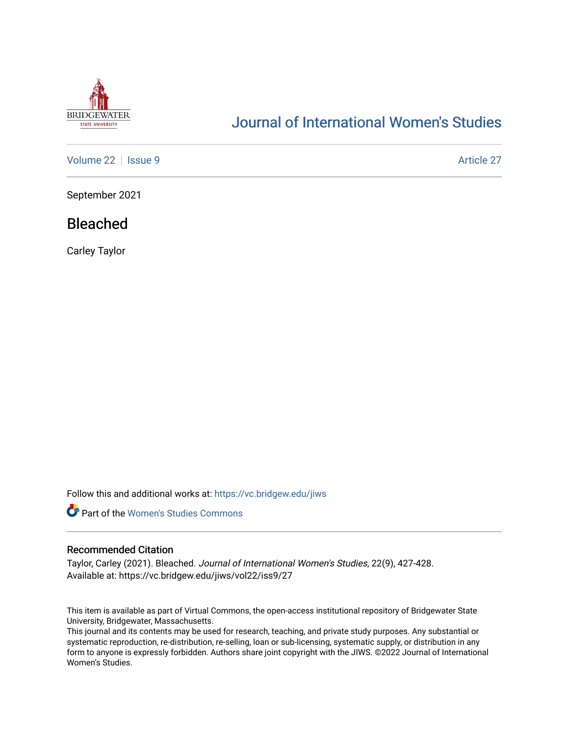# Journal of International Women's Studies

Volume 22 | Issue 9 Article 27

September 2021

## Bleached

Carley Taylor

Follow this and additional works at: https://vc.bridgew.edu/jiws

Part of the Women's Studies Commons

### Recommended Citation

Taylor, Carley (2021). Bleached. *Journal of International Women's Studies*, 22(9), 427-428.
Available at: https://vc.bridgew.edu/jiws/vol22/iss9/27

This item is available as part of Virtual Commons, the open-access institutional repository of Bridgewater State University, Bridgewater, Massachusetts.
This journal and its contents may be used for research, teaching, and private study purposes. Any substantial or systematic reproduction, re-distribution, re-selling, loan or sub-licensing, systematic supply, or distribution in any form to anyone is expressly forbidden. Authors share joint copyright with the JIWS. ©2022 Journal of International Women's Studies.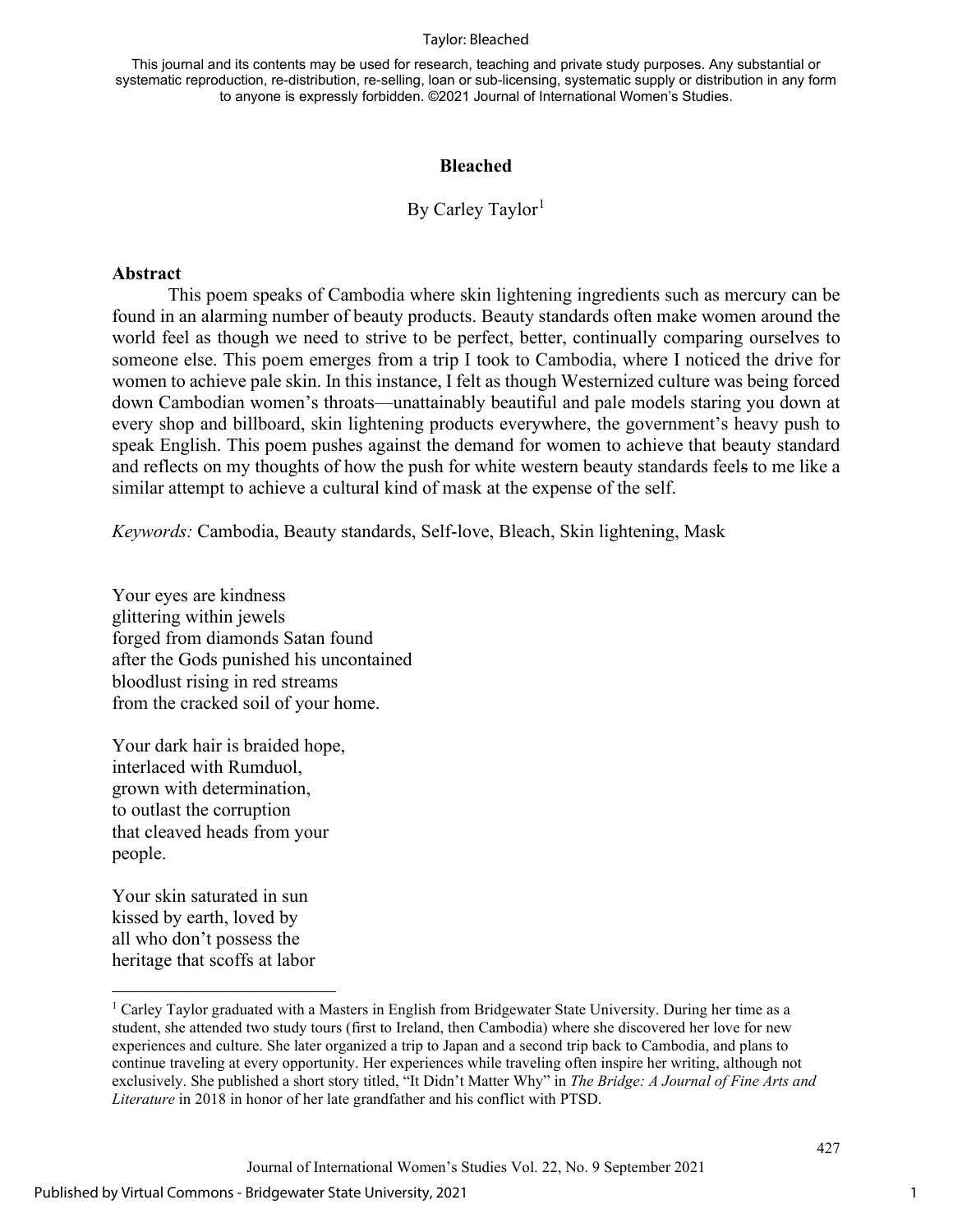This journal and its contents may be used for research, teaching and private study purposes. Any substantial or systematic reproduction, re-distribution, re-selling, loan or sub-licensing, systematic supply or distribution in any form to anyone is expressly forbidden. ©2021 Journal of International Women's Studies.

## Bleached

By Carley Taylor[1]

### Abstract

This poem speaks of Cambodia where skin lightening ingredients such as mercury can be found in an alarming number of beauty products. Beauty standards often make women around the world feel as though we need to strive to be perfect, better, continually comparing ourselves to someone else. This poem emerges from a trip I took to Cambodia, where I noticed the drive for women to achieve pale skin. In this instance, I felt as though Westernized culture was being forced down Cambodian women's throats—unattainably beautiful and pale models staring you down at every shop and billboard, skin lightening products everywhere, the government's heavy push to speak English. This poem pushes against the demand for women to achieve that beauty standard and reflects on my thoughts of how the push for white western beauty standards feels to me like a similar attempt to achieve a cultural kind of mask at the expense of the self.

*Keywords:* Cambodia, Beauty standards, Self-love, Bleach, Skin lightening, Mask

Your eyes are kindness
glittering within jewels
forged from diamonds Satan found
after the Gods punished his uncontained
bloodlust rising in red streams
from the cracked soil of your home.

Your dark hair is braided hope,
interlaced with Rumduol,
grown with determination,
to outlast the corruption
that cleaved heads from your
people.

Your skin saturated in sun
kissed by earth, loved by
all who don't possess the
heritage that scoffs at labor

[1] Carley Taylor graduated with a Masters in English from Bridgewater State University. During her time as a student, she attended two study tours (first to Ireland, then Cambodia) where she discovered her love for new experiences and culture. She later organized a trip to Japan and a second trip back to Cambodia, and plans to continue traveling at every opportunity. Her experiences while traveling often inspire her writing, although not exclusively. She published a short story titled, "It Didn't Matter Why" in *The Bridge: A Journal of Fine Arts and Literature* in 2018 in honor of her late grandfather and his conflict with PTSD.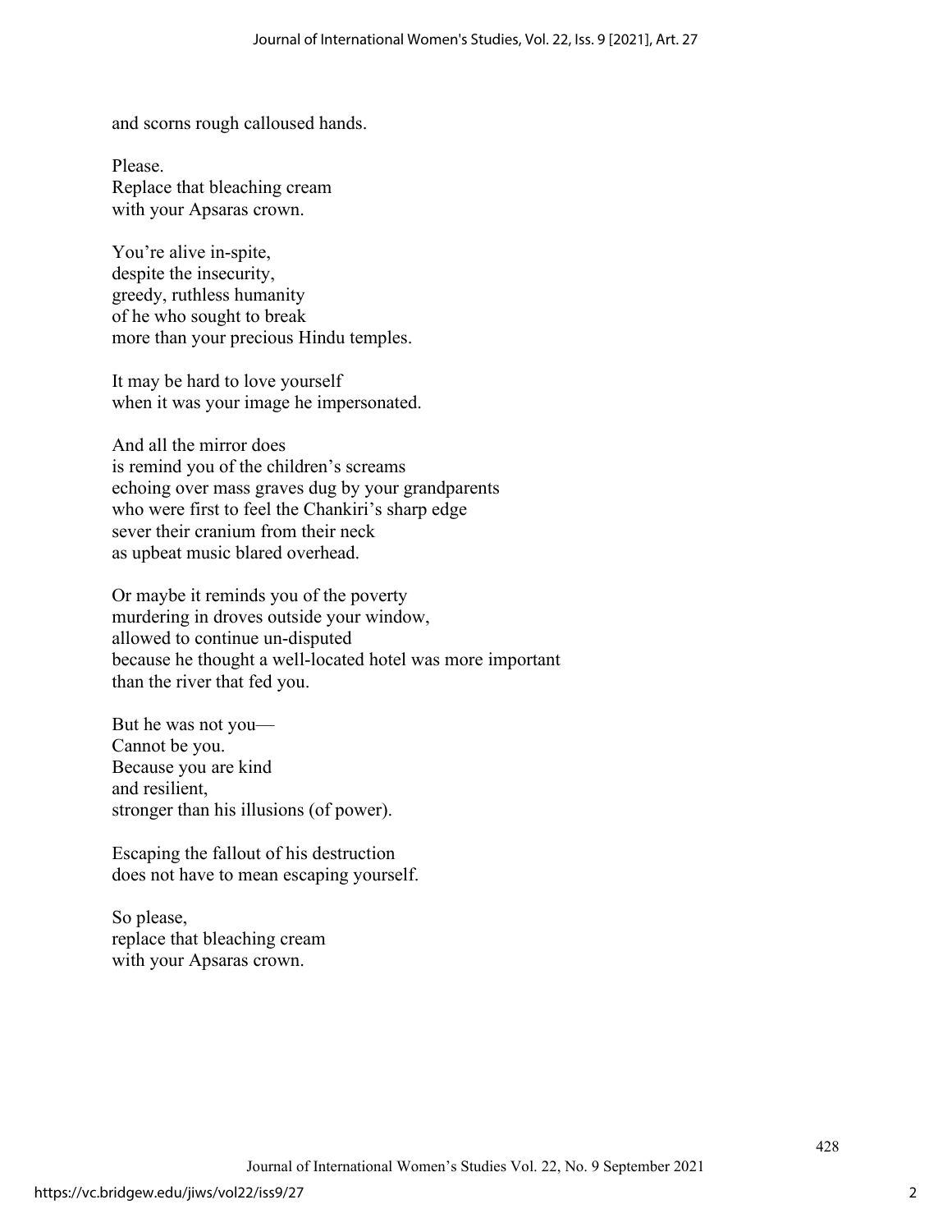and scorns rough calloused hands.

Please.  
Replace that bleaching cream  
with your Apsaras crown.

You're alive in-spite,  
despite the insecurity,  
greedy, ruthless humanity  
of he who sought to break  
more than your precious Hindu temples.

It may be hard to love yourself  
when it was your image he impersonated.

And all the mirror does  
is remind you of the children's screams  
echoing over mass graves dug by your grandparents  
who were first to feel the Chankiri's sharp edge  
sever their cranium from their neck  
as upbeat music blared overhead.

Or maybe it reminds you of the poverty  
murdering in droves outside your window,  
allowed to continue un-disputed  
because he thought a well-located hotel was more important  
than the river that fed you.

But he was not you—  
Cannot be you.  
Because you are kind  
and resilient,  
stronger than his illusions (of power).

Escaping the fallout of his destruction  
does not have to mean escaping yourself.

So please,  
replace that bleaching cream  
with your Apsaras crown.